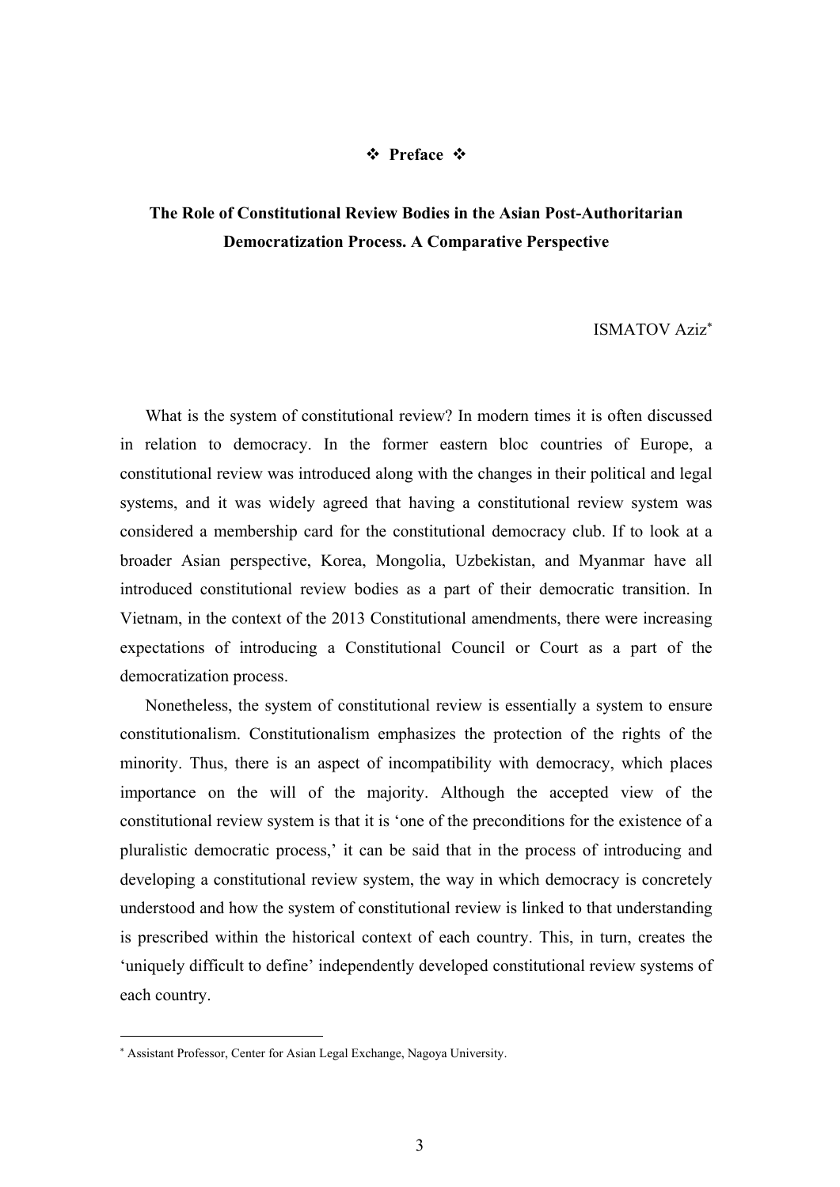# ❖ Preface ❖

## The Role of Constitutional Review Bodies in the Asian Post-Authoritarian Democratization Process. A Comparative Perspective

ISMATOV Aziz[*]

What is the system of constitutional review? In modern times it is often discussed in relation to democracy. In the former eastern bloc countries of Europe, a constitutional review was introduced along with the changes in their political and legal systems, and it was widely agreed that having a constitutional review system was considered a membership card for the constitutional democracy club. If to look at a broader Asian perspective, Korea, Mongolia, Uzbekistan, and Myanmar have all introduced constitutional review bodies as a part of their democratic transition. In Vietnam, in the context of the 2013 Constitutional amendments, there were increasing expectations of introducing a Constitutional Council or Court as a part of the democratization process.

Nonetheless, the system of constitutional review is essentially a system to ensure constitutionalism. Constitutionalism emphasizes the protection of the rights of the minority. Thus, there is an aspect of incompatibility with democracy, which places importance on the will of the majority. Although the accepted view of the constitutional review system is that it is 'one of the preconditions for the existence of a pluralistic democratic process,' it can be said that in the process of introducing and developing a constitutional review system, the way in which democracy is concretely understood and how the system of constitutional review is linked to that understanding is prescribed within the historical context of each country. This, in turn, creates the 'uniquely difficult to define' independently developed constitutional review systems of each country.

---

[*] Assistant Professor, Center for Asian Legal Exchange, Nagoya University.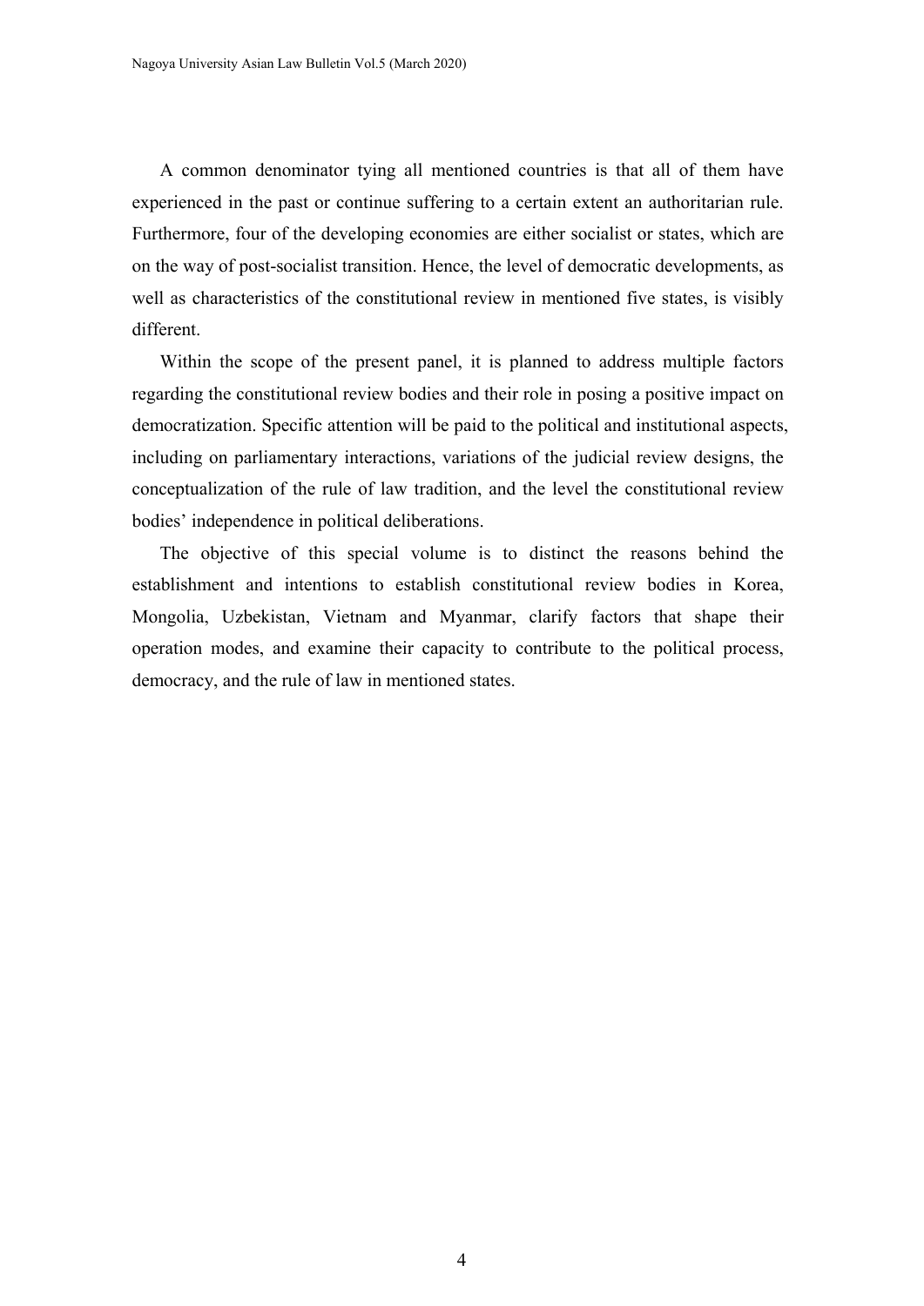A common denominator tying all mentioned countries is that all of them have experienced in the past or continue suffering to a certain extent an authoritarian rule. Furthermore, four of the developing economies are either socialist or states, which are on the way of post-socialist transition. Hence, the level of democratic developments, as well as characteristics of the constitutional review in mentioned five states, is visibly different.

Within the scope of the present panel, it is planned to address multiple factors regarding the constitutional review bodies and their role in posing a positive impact on democratization. Specific attention will be paid to the political and institutional aspects, including on parliamentary interactions, variations of the judicial review designs, the conceptualization of the rule of law tradition, and the level the constitutional review bodies' independence in political deliberations.

The objective of this special volume is to distinct the reasons behind the establishment and intentions to establish constitutional review bodies in Korea, Mongolia, Uzbekistan, Vietnam and Myanmar, clarify factors that shape their operation modes, and examine their capacity to contribute to the political process, democracy, and the rule of law in mentioned states.